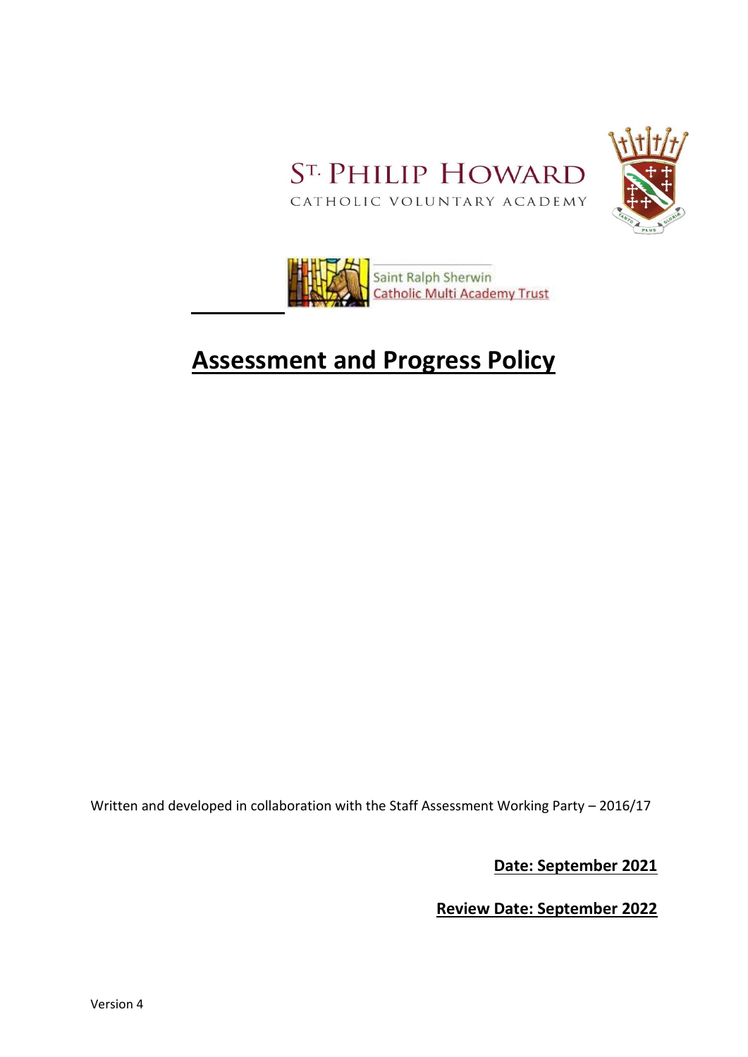ST. PHILIP HOWARD

CATHOLIC VOLUNTARY ACADEMY

Saint Ralph Sherwin
Catholic Multi Academy Trust

# Assessment and Progress Policy

Written and developed in collaboration with the Staff Assessment Working Party – 2016/17

**Date: September 2021**

**Review Date: September 2022**

Version 4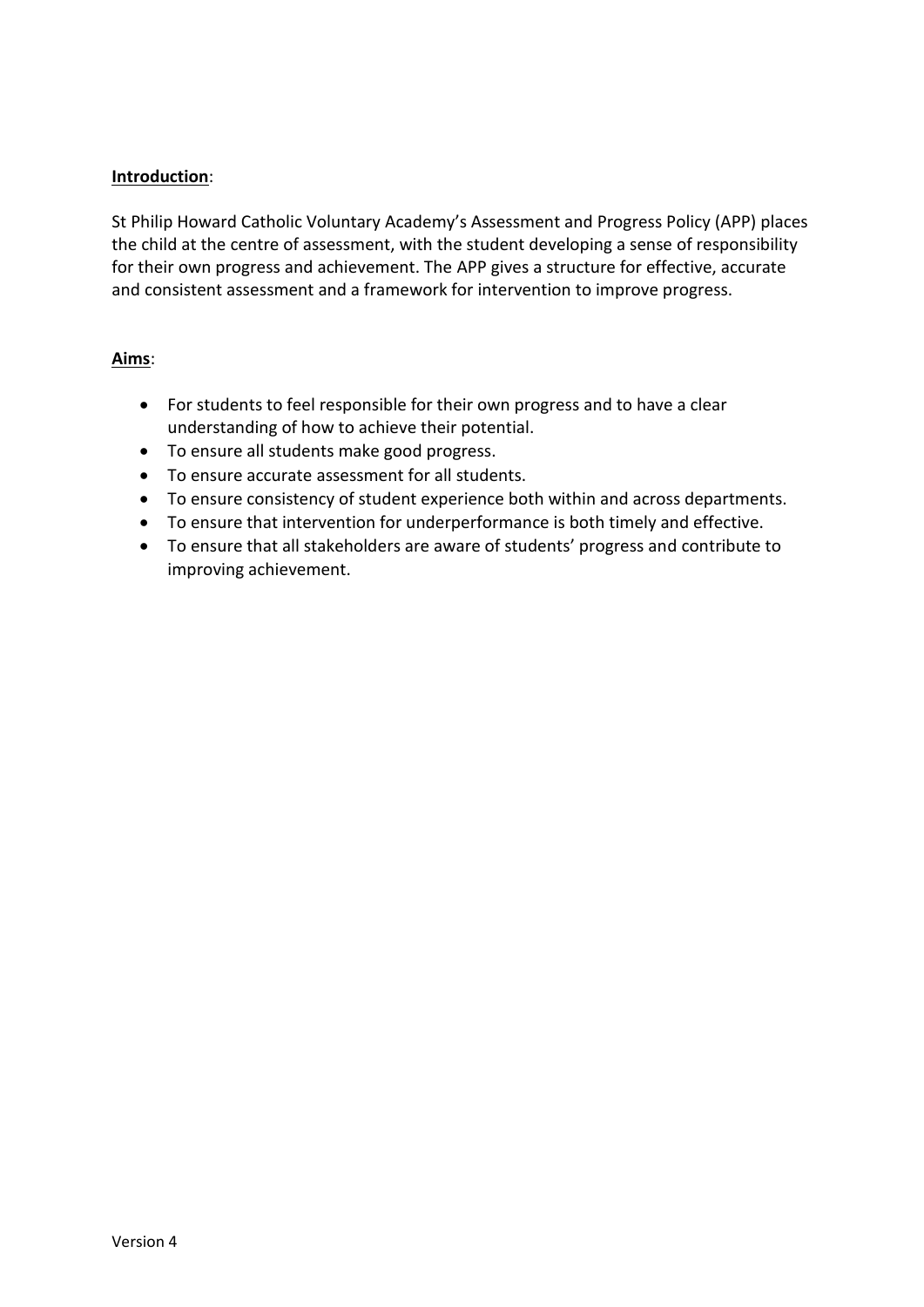**Introduction**:

St Philip Howard Catholic Voluntary Academy's Assessment and Progress Policy (APP) places the child at the centre of assessment, with the student developing a sense of responsibility for their own progress and achievement. The APP gives a structure for effective, accurate and consistent assessment and a framework for intervention to improve progress.

**Aims**:

- For students to feel responsible for their own progress and to have a clear understanding of how to achieve their potential.
- To ensure all students make good progress.
- To ensure accurate assessment for all students.
- To ensure consistency of student experience both within and across departments.
- To ensure that intervention for underperformance is both timely and effective.
- To ensure that all stakeholders are aware of students' progress and contribute to improving achievement.

Version 4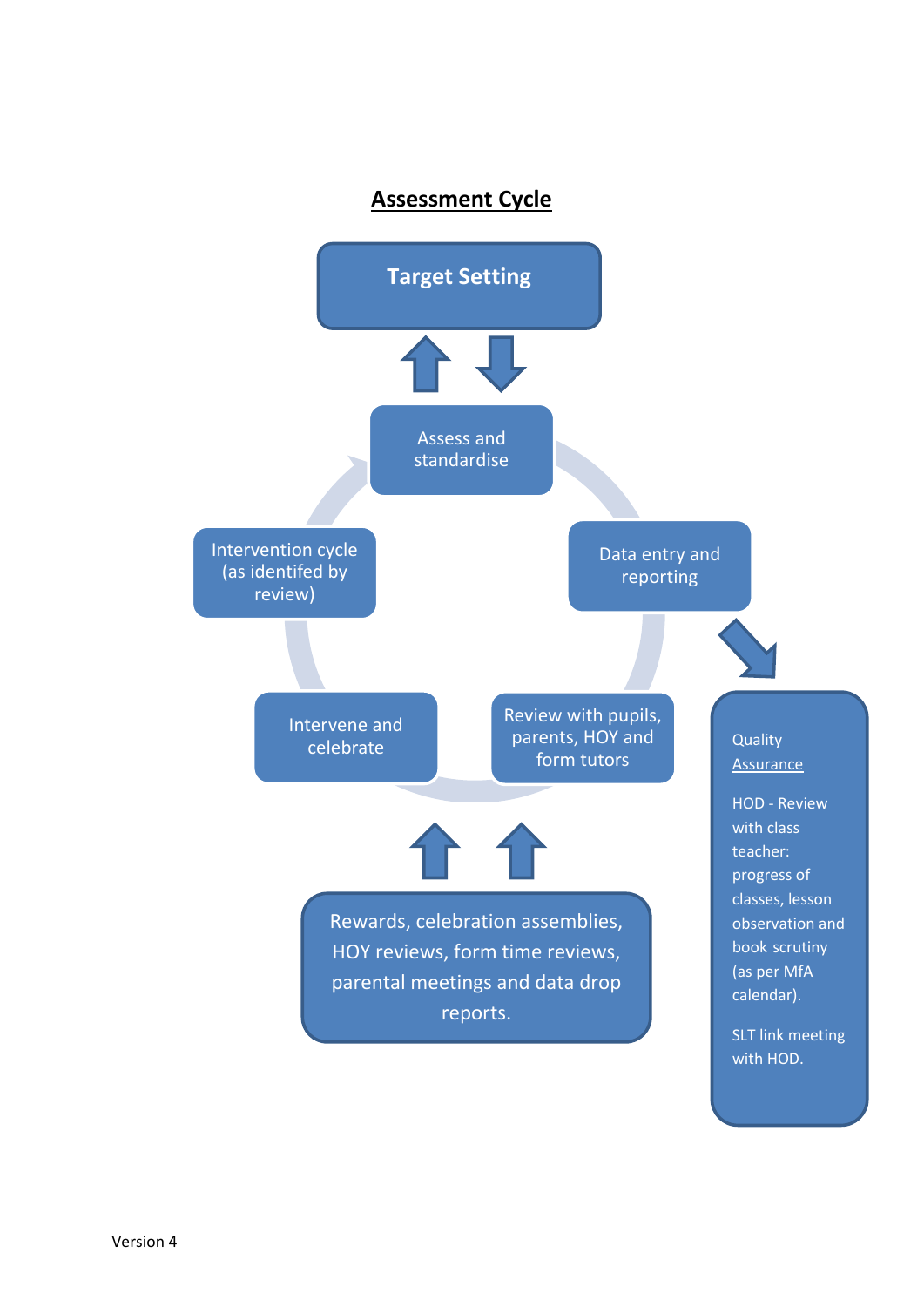## Assessment Cycle

**Target Setting**

Assess and standardise

Data entry and reporting

Review with pupils, parents, HOY and form tutors

Intervene and celebrate

Intervention cycle (as identifed by review)

Rewards, celebration assemblies, HOY reviews, form time reviews, parental meetings and data drop reports.

Quality Assurance

HOD - Review with class teacher: progress of classes, lesson observation and book scrutiny (as per MfA calendar).

SLT link meeting with HOD.

Version 4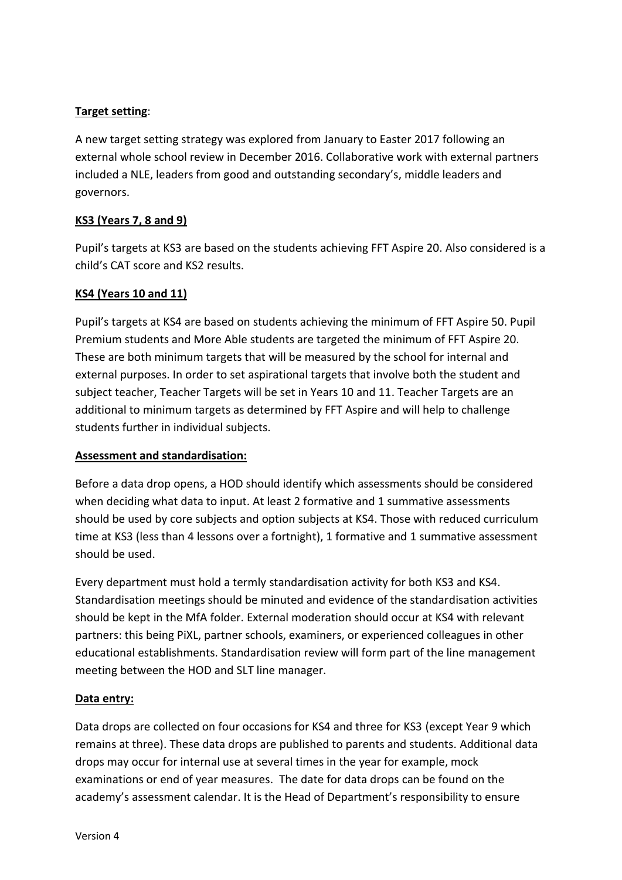**Target setting**:

A new target setting strategy was explored from January to Easter 2017 following an external whole school review in December 2016. Collaborative work with external partners included a NLE, leaders from good and outstanding secondary's, middle leaders and governors.

**KS3 (Years 7, 8 and 9)**

Pupil's targets at KS3 are based on the students achieving FFT Aspire 20. Also considered is a child's CAT score and KS2 results.

**KS4 (Years 10 and 11)**

Pupil's targets at KS4 are based on students achieving the minimum of FFT Aspire 50. Pupil Premium students and More Able students are targeted the minimum of FFT Aspire 20. These are both minimum targets that will be measured by the school for internal and external purposes. In order to set aspirational targets that involve both the student and subject teacher, Teacher Targets will be set in Years 10 and 11. Teacher Targets are an additional to minimum targets as determined by FFT Aspire and will help to challenge students further in individual subjects.

**Assessment and standardisation:**

Before a data drop opens, a HOD should identify which assessments should be considered when deciding what data to input. At least 2 formative and 1 summative assessments should be used by core subjects and option subjects at KS4. Those with reduced curriculum time at KS3 (less than 4 lessons over a fortnight), 1 formative and 1 summative assessment should be used.

Every department must hold a termly standardisation activity for both KS3 and KS4. Standardisation meetings should be minuted and evidence of the standardisation activities should be kept in the MfA folder. External moderation should occur at KS4 with relevant partners: this being PiXL, partner schools, examiners, or experienced colleagues in other educational establishments. Standardisation review will form part of the line management meeting between the HOD and SLT line manager.

**Data entry:**

Data drops are collected on four occasions for KS4 and three for KS3 (except Year 9 which remains at three). These data drops are published to parents and students. Additional data drops may occur for internal use at several times in the year for example, mock examinations or end of year measures. The date for data drops can be found on the academy's assessment calendar. It is the Head of Department's responsibility to ensure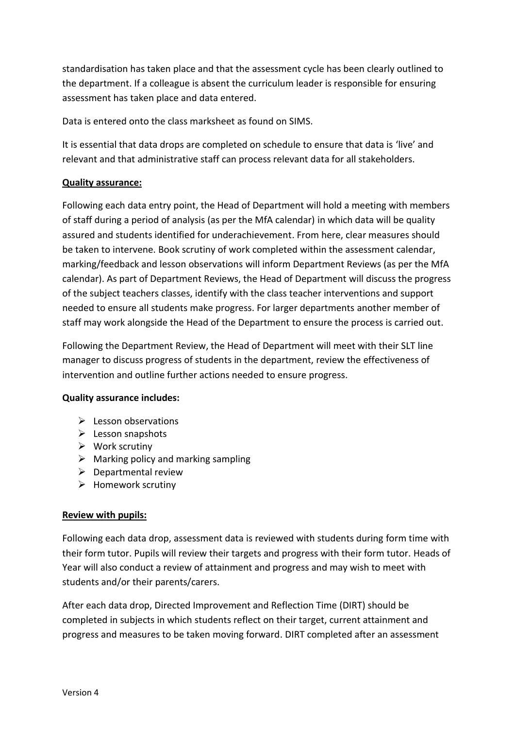standardisation has taken place and that the assessment cycle has been clearly outlined to the department. If a colleague is absent the curriculum leader is responsible for ensuring assessment has taken place and data entered.

Data is entered onto the class marksheet as found on SIMS.

It is essential that data drops are completed on schedule to ensure that data is 'live' and relevant and that administrative staff can process relevant data for all stakeholders.

**Quality assurance:**

Following each data entry point, the Head of Department will hold a meeting with members of staff during a period of analysis (as per the MfA calendar) in which data will be quality assured and students identified for underachievement. From here, clear measures should be taken to intervene. Book scrutiny of work completed within the assessment calendar, marking/feedback and lesson observations will inform Department Reviews (as per the MfA calendar). As part of Department Reviews, the Head of Department will discuss the progress of the subject teachers classes, identify with the class teacher interventions and support needed to ensure all students make progress. For larger departments another member of staff may work alongside the Head of the Department to ensure the process is carried out.

Following the Department Review, the Head of Department will meet with their SLT line manager to discuss progress of students in the department, review the effectiveness of intervention and outline further actions needed to ensure progress.

**Quality assurance includes:**

- Lesson observations
- Lesson snapshots
- Work scrutiny
- Marking policy and marking sampling
- Departmental review
- Homework scrutiny

**Review with pupils:**

Following each data drop, assessment data is reviewed with students during form time with their form tutor. Pupils will review their targets and progress with their form tutor. Heads of Year will also conduct a review of attainment and progress and may wish to meet with students and/or their parents/carers.

After each data drop, Directed Improvement and Reflection Time (DIRT) should be completed in subjects in which students reflect on their target, current attainment and progress and measures to be taken moving forward. DIRT completed after an assessment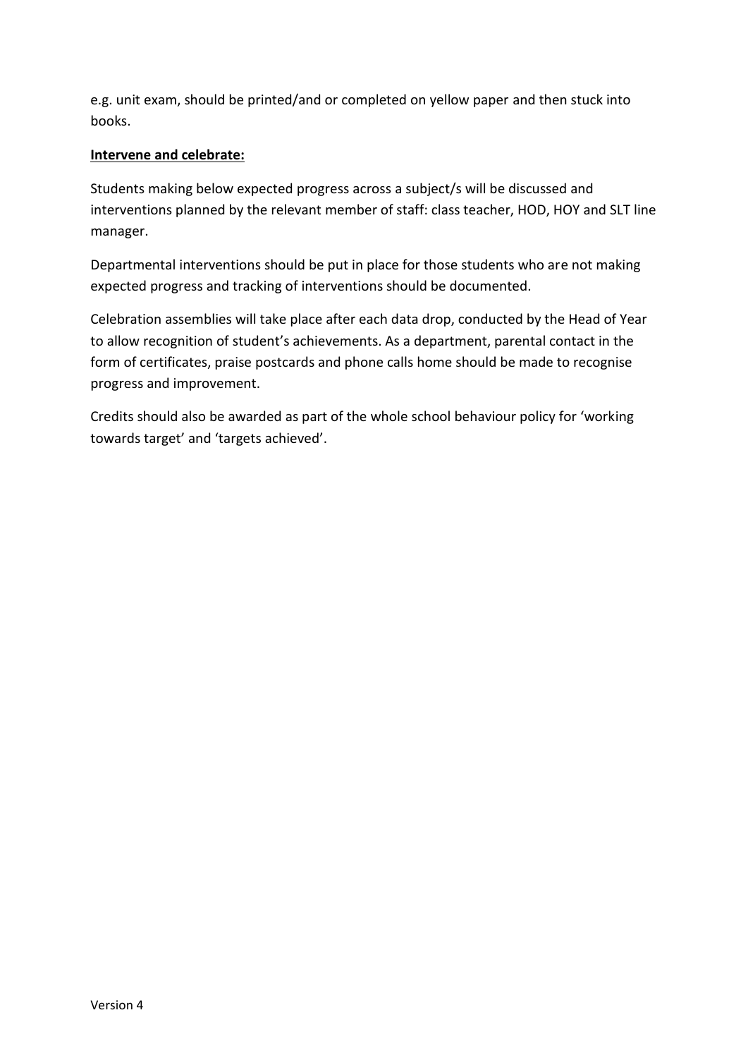e.g. unit exam, should be printed/and or completed on yellow paper and then stuck into books.

**Intervene and celebrate:**

Students making below expected progress across a subject/s will be discussed and interventions planned by the relevant member of staff: class teacher, HOD, HOY and SLT line manager.

Departmental interventions should be put in place for those students who are not making expected progress and tracking of interventions should be documented.

Celebration assemblies will take place after each data drop, conducted by the Head of Year to allow recognition of student's achievements. As a department, parental contact in the form of certificates, praise postcards and phone calls home should be made to recognise progress and improvement.

Credits should also be awarded as part of the whole school behaviour policy for 'working towards target' and 'targets achieved'.